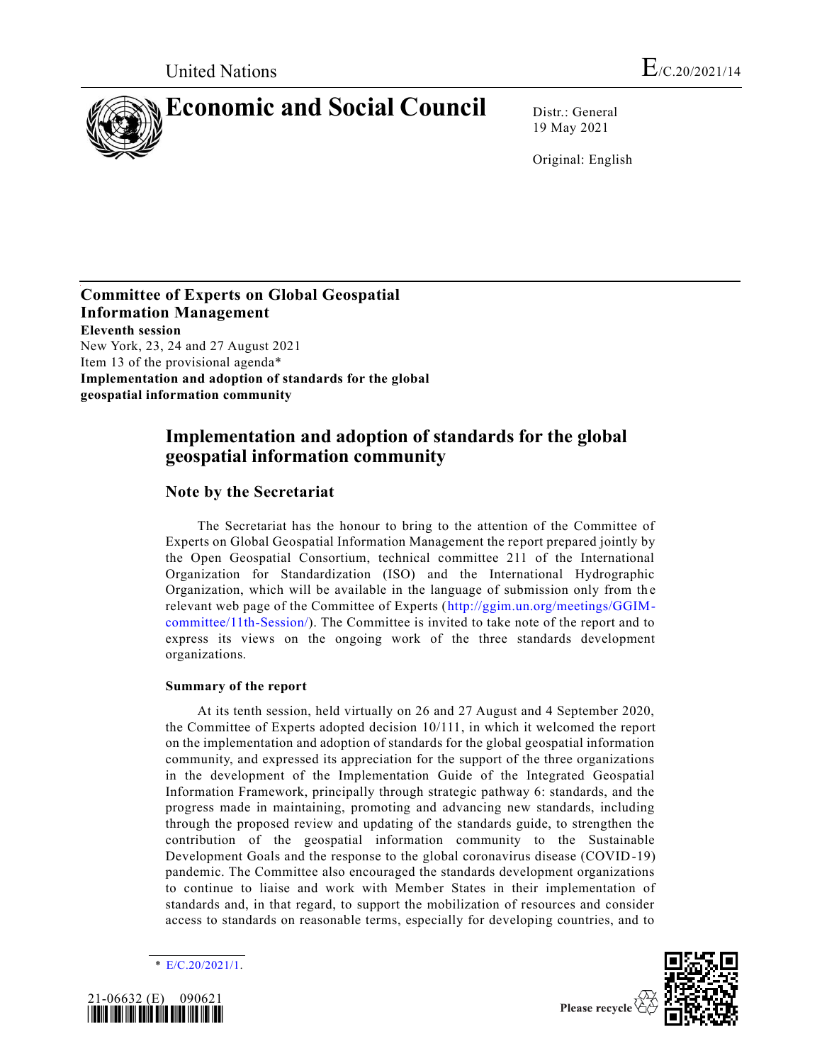United Nations E/C.20/2021/14

# Economic and Social Council

Distr.: General
19 May 2021

Original: English

**Committee of Experts on Global Geospatial Information Management**
**Eleventh session**
New York, 23, 24 and 27 August 2021
Item 13 of the provisional agenda*
**Implementation and adoption of standards for the global geospatial information community**

## Implementation and adoption of standards for the global geospatial information community

### Note by the Secretariat

The Secretariat has the honour to bring to the attention of the Committee of Experts on Global Geospatial Information Management the report prepared jointly by the Open Geospatial Consortium, technical committee 211 of the International Organization for Standardization (ISO) and the International Hydrographic Organization, which will be available in the language of submission only from the relevant web page of the Committee of Experts (http://ggim.un.org/meetings/GGIM-committee/11th-Session/). The Committee is invited to take note of the report and to express its views on the ongoing work of the three standards development organizations.

#### Summary of the report

At its tenth session, held virtually on 26 and 27 August and 4 September 2020, the Committee of Experts adopted decision 10/111, in which it welcomed the report on the implementation and adoption of standards for the global geospatial information community, and expressed its appreciation for the support of the three organizations in the development of the Implementation Guide of the Integrated Geospatial Information Framework, principally through strategic pathway 6: standards, and the progress made in maintaining, promoting and advancing new standards, including through the proposed review and updating of the standards guide, to strengthen the contribution of the geospatial information community to the Sustainable Development Goals and the response to the global coronavirus disease (COVID-19) pandemic. The Committee also encouraged the standards development organizations to continue to liaise and work with Member States in their implementation of standards and, in that regard, to support the mobilization of resources and consider access to standards on reasonable terms, especially for developing countries, and to

\* E/C.20/2021/1.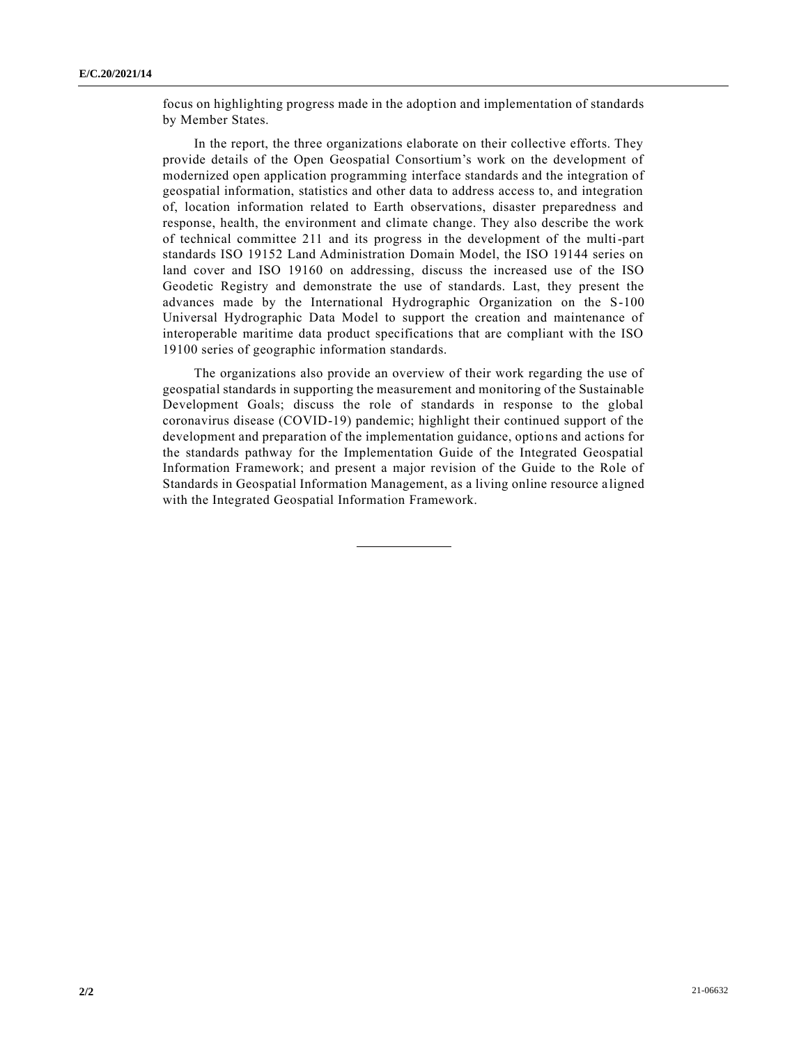focus on highlighting progress made in the adoption and implementation of standards by Member States.

In the report, the three organizations elaborate on their collective efforts. They provide details of the Open Geospatial Consortium's work on the development of modernized open application programming interface standards and the integration of geospatial information, statistics and other data to address access to, and integration of, location information related to Earth observations, disaster preparedness and response, health, the environment and climate change. They also describe the work of technical committee 211 and its progress in the development of the multi-part standards ISO 19152 Land Administration Domain Model, the ISO 19144 series on land cover and ISO 19160 on addressing, discuss the increased use of the ISO Geodetic Registry and demonstrate the use of standards. Last, they present the advances made by the International Hydrographic Organization on the S-100 Universal Hydrographic Data Model to support the creation and maintenance of interoperable maritime data product specifications that are compliant with the ISO 19100 series of geographic information standards.

The organizations also provide an overview of their work regarding the use of geospatial standards in supporting the measurement and monitoring of the Sustainable Development Goals; discuss the role of standards in response to the global coronavirus disease (COVID-19) pandemic; highlight their continued support of the development and preparation of the implementation guidance, options and actions for the standards pathway for the Implementation Guide of the Integrated Geospatial Information Framework; and present a major revision of the Guide to the Role of Standards in Geospatial Information Management, as a living online resource aligned with the Integrated Geospatial Information Framework.